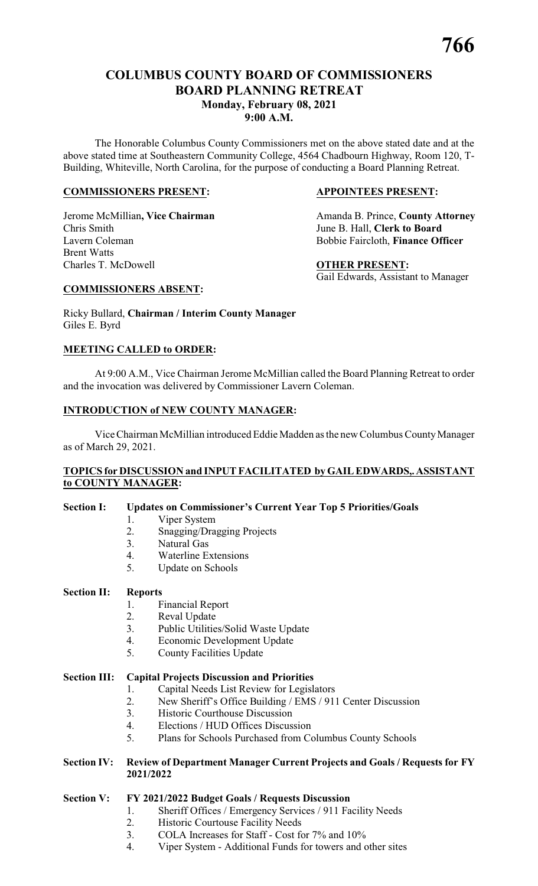# COLUMBUS COUNTY BOARD OF COMMISSIONERS
# BOARD PLANNING RETREAT
### Monday, February 08, 2021
### 9:00 A.M.

The Honorable Columbus County Commissioners met on the above stated date and at the above stated time at Southeastern Community College, 4564 Chadbourn Highway, Room 120, T-Building, Whiteville, North Carolina, for the purpose of conducting a Board Planning Retreat.

**COMMISSIONERS PRESENT:**

Jerome McMillian**, Vice Chairman**
Chris Smith
Lavern Coleman
Brent Watts
Charles T. McDowell

**APPOINTEES PRESENT:**

Amanda B. Prince, **County Attorney**
June B. Hall, **Clerk to Board**
Bobbie Faircloth, **Finance Officer**

**OTHER PRESENT:**

Gail Edwards, Assistant to Manager

**COMMISSIONERS ABSENT:**

Ricky Bullard, **Chairman / Interim County Manager**
Giles E. Byrd

**MEETING CALLED to ORDER:**

At 9:00 A.M., Vice Chairman Jerome McMillian called the Board Planning Retreat to order and the invocation was delivered by Commissioner Lavern Coleman.

**INTRODUCTION of NEW COUNTY MANAGER:**

Vice Chairman McMillian introduced Eddie Madden as the new Columbus County Manager as of March 29, 2021.

**TOPICS for DISCUSSION and INPUT FACILITATED by GAIL EDWARDS,. ASSISTANT to COUNTY MANAGER:**

**Section I: Updates on Commissioner's Current Year Top 5 Priorities/Goals**

1. Viper System
2. Snagging/Dragging Projects
3. Natural Gas
4. Waterline Extensions
5. Update on Schools

**Section II: Reports**

1. Financial Report
2. Reval Update
3. Public Utilities/Solid Waste Update
4. Economic Development Update
5. County Facilities Update

**Section III: Capital Projects Discussion and Priorities**

1. Capital Needs List Review for Legislators
2. New Sheriff's Office Building / EMS / 911 Center Discussion
3. Historic Courthouse Discussion
4. Elections / HUD Offices Discussion
5. Plans for Schools Purchased from Columbus County Schools

**Section IV: Review of Department Manager Current Projects and Goals / Requests for FY 2021/2022**

**Section V: FY 2021/2022 Budget Goals / Requests Discussion**

1. Sheriff Offices / Emergency Services / 911 Facility Needs
2. Historic Courtouse Facility Needs
3. COLA Increases for Staff - Cost for 7% and 10%
4. Viper System - Additional Funds for towers and other sites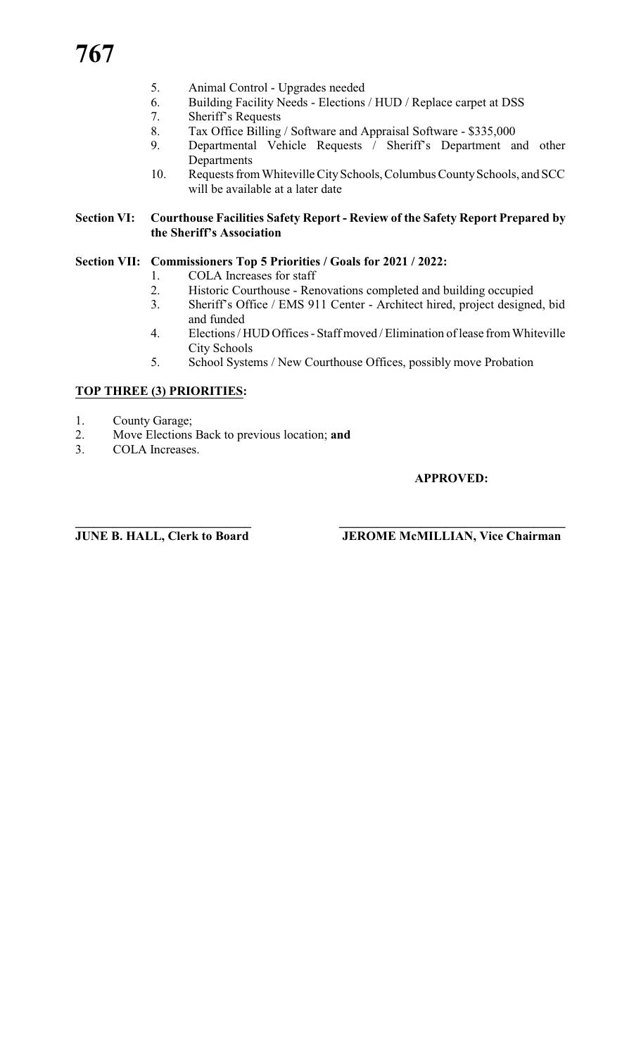5. Animal Control - Upgrades needed
6. Building Facility Needs - Elections / HUD / Replace carpet at DSS
7. Sheriff's Requests
8. Tax Office Billing / Software and Appraisal Software - $335,000
9. Departmental Vehicle Requests / Sheriff's Department and other Departments
10. Requests from Whiteville City Schools, Columbus County Schools, and SCC will be available at a later date

**Section VI: Courthouse Facilities Safety Report - Review of the Safety Report Prepared by the Sheriff's Association**

**Section VII: Commissioners Top 5 Priorities / Goals for 2021 / 2022:**

1. COLA Increases for staff
2. Historic Courthouse - Renovations completed and building occupied
3. Sheriff's Office / EMS 911 Center - Architect hired, project designed, bid and funded
4. Elections / HUD Offices - Staff moved / Elimination of lease from Whiteville City Schools
5. School Systems / New Courthouse Offices, possibly move Probation

**TOP THREE (3) PRIORITIES:**

1. County Garage;
2. Move Elections Back to previous location; **and**
3. COLA Increases.

**APPROVED:**

\_\_\_\_\_\_\_\_\_\_\_\_\_\_\_\_\_\_\_\_\_\_\_\_\_\_\_\_
**JUNE B. HALL, Clerk to Board**

\_\_\_\_\_\_\_\_\_\_\_\_\_\_\_\_\_\_\_\_\_\_\_\_\_\_\_\_
**JEROME McMILLIAN, Vice Chairman**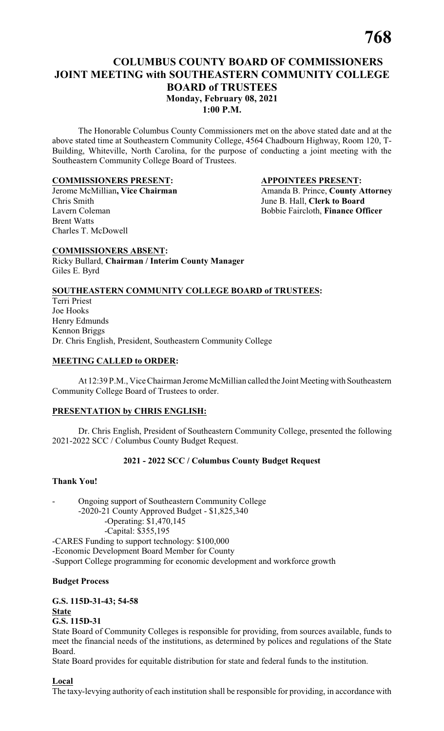# COLUMBUS COUNTY BOARD OF COMMISSIONERS JOINT MEETING with SOUTHEASTERN COMMUNITY COLLEGE BOARD of TRUSTEES

**Monday, February 08, 2021**
**1:00 P.M.**

The Honorable Columbus County Commissioners met on the above stated date and at the above stated time at Southeastern Community College, 4564 Chadbourn Highway, Room 120, T-Building, Whiteville, North Carolina, for the purpose of conducting a joint meeting with the Southeastern Community College Board of Trustees.

**COMMISSIONERS PRESENT:**

Jerome McMillian**, Vice Chairman**
Chris Smith
Lavern Coleman
Brent Watts
Charles T. McDowell

**APPOINTEES PRESENT:**

Amanda B. Prince, **County Attorney**
June B. Hall, **Clerk to Board**
Bobbie Faircloth, **Finance Officer**

**COMMISSIONERS ABSENT:**

Ricky Bullard, **Chairman / Interim County Manager**
Giles E. Byrd

**SOUTHEASTERN COMMUNITY COLLEGE BOARD of TRUSTEES:**

Terri Priest
Joe Hooks
Henry Edmunds
Kennon Briggs
Dr. Chris English, President, Southeastern Community College

**MEETING CALLED to ORDER:**

At 12:39 P.M., Vice Chairman Jerome McMillian called the Joint Meeting with Southeastern Community College Board of Trustees to order.

**PRESENTATION by CHRIS ENGLISH:**

Dr. Chris English, President of Southeastern Community College, presented the following 2021-2022 SCC / Columbus County Budget Request.

**2021 - 2022 SCC / Columbus County Budget Request**

**Thank You!**

- Ongoing support of Southeastern Community College
  - -2020-21 County Approved Budget - $1,825,340
    - -Operating: $1,470,145
    - -Capital: $355,195

-CARES Funding to support technology: $100,000
-Economic Development Board Member for County
-Support College programming for economic development and workforce growth

**Budget Process**

**G.S. 115D-31-43; 54-58**

**State**

**G.S. 115D-31**

State Board of Community Colleges is responsible for providing, from sources available, funds to meet the financial needs of the institutions, as determined by polices and regulations of the State Board.

State Board provides for equitable distribution for state and federal funds to the institution.

**Local**

The taxy-levying authority of each institution shall be responsible for providing, in accordance with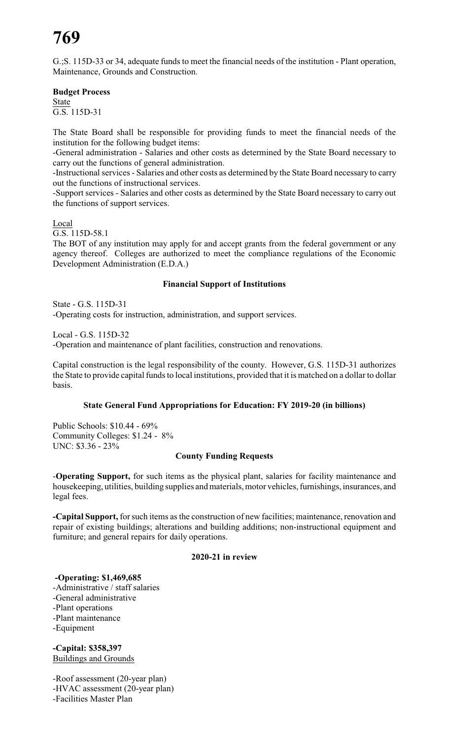G.;S. 115D-33 or 34, adequate funds to meet the financial needs of the institution - Plant operation, Maintenance, Grounds and Construction.

**Budget Process**

State

G.S. 115D-31

The State Board shall be responsible for providing funds to meet the financial needs of the institution for the following budget items:

-General administration - Salaries and other costs as determined by the State Board necessary to carry out the functions of general administration.

-Instructional services - Salaries and other costs as determined by the State Board necessary to carry out the functions of instructional services.

-Support services - Salaries and other costs as determined by the State Board necessary to carry out the functions of support services.

Local

G.S. 115D-58.1

The BOT of any institution may apply for and accept grants from the federal government or any agency thereof. Colleges are authorized to meet the compliance regulations of the Economic Development Administration (E.D.A.)

**Financial Support of Institutions**

State - G.S. 115D-31

-Operating costs for instruction, administration, and support services.

Local - G.S. 115D-32

-Operation and maintenance of plant facilities, construction and renovations.

Capital construction is the legal responsibility of the county. However, G.S. 115D-31 authorizes the State to provide capital funds to local institutions, provided that it is matched on a dollar to dollar basis.

**State General Fund Appropriations for Education: FY 2019-20 (in billions)**

Public Schools: $10.44 - 69%
Community Colleges: $1.24 - 8%
UNC: $3.36 - 23%

**County Funding Requests**

-**Operating Support,** for such items as the physical plant, salaries for facility maintenance and housekeeping, utilities, building supplies and materials, motor vehicles, furnishings, insurances, and legal fees.

**-Capital Support,** for such items as the construction of new facilities; maintenance, renovation and repair of existing buildings; alterations and building additions; non-instructional equipment and furniture; and general repairs for daily operations.

**2020-21 in review**

**-Operating: $1,469,685**

-Administrative / staff salaries
-General administrative
-Plant operations
-Plant maintenance
-Equipment

**-Capital: $358,397**

Buildings and Grounds

-Roof assessment (20-year plan)
-HVAC assessment (20-year plan)
-Facilities Master Plan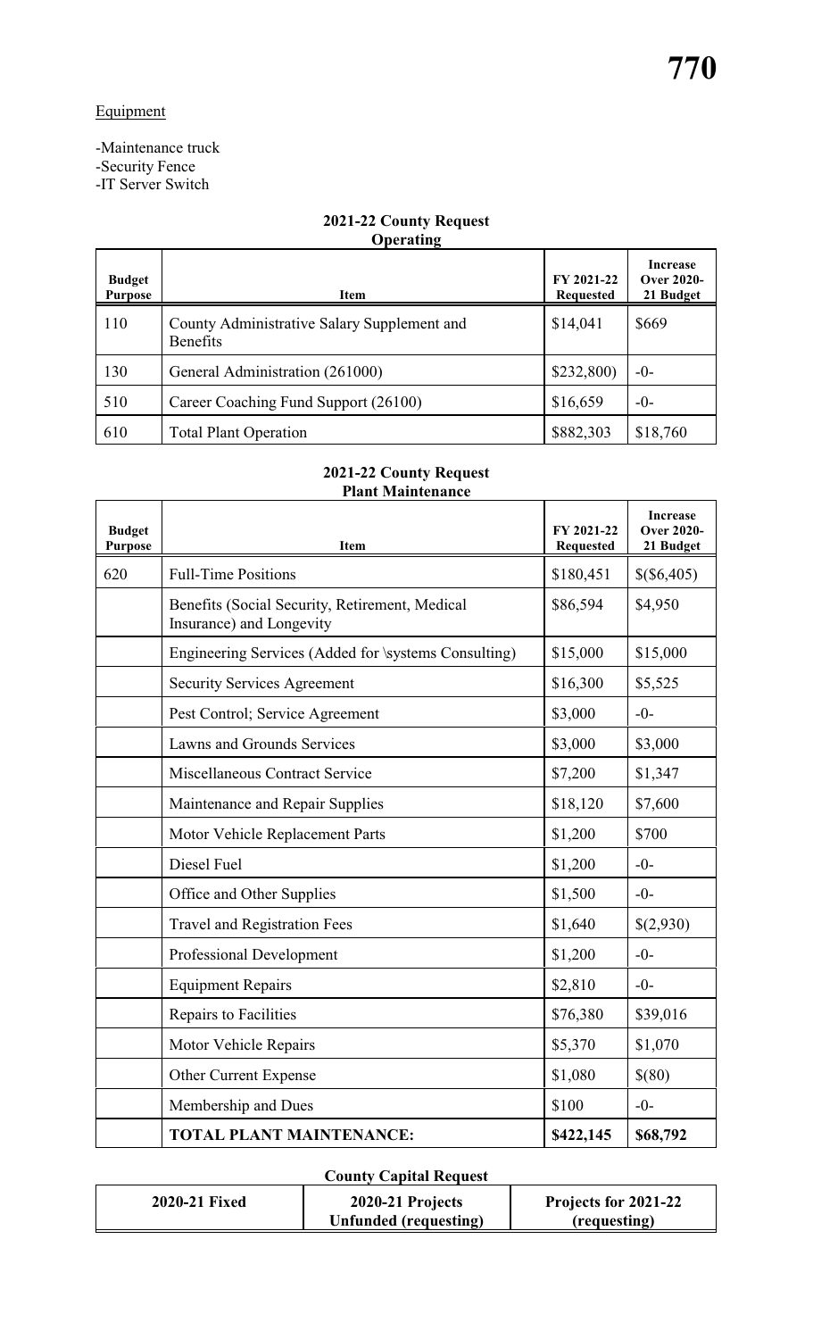Equipment

-Maintenance truck
-Security Fence
-IT Server Switch

**2021-22 County Request**
**Operating**

| Budget Purpose | Item | FY 2021-22 Requested | Increase Over 2020-21 Budget |
|---|---|---|---|
| 110 | County Administrative Salary Supplement and Benefits | $14,041 | $669 |
| 130 | General Administration (261000) | $232,800) | -0- |
| 510 | Career Coaching Fund Support (26100) | $16,659 | -0- |
| 610 | Total Plant Operation | $882,303 | $18,760 |

**2021-22 County Request**
**Plant Maintenance**

| Budget Purpose | Item | FY 2021-22 Requested | Increase Over 2020-21 Budget |
|---|---|---|---|
| 620 | Full-Time Positions | $180,451 | $($6,405) |
| | Benefits (Social Security, Retirement, Medical Insurance) and Longevity | $86,594 | $4,950 |
| | Engineering Services (Added for \systems Consulting) | $15,000 | $15,000 |
| | Security Services Agreement | $16,300 | $5,525 |
| | Pest Control; Service Agreement | $3,000 | -0- |
| | Lawns and Grounds Services | $3,000 | $3,000 |
| | Miscellaneous Contract Service | $7,200 | $1,347 |
| | Maintenance and Repair Supplies | $18,120 | $7,600 |
| | Motor Vehicle Replacement Parts | $1,200 | $700 |
| | Diesel Fuel | $1,200 | -0- |
| | Office and Other Supplies | $1,500 | -0- |
| | Travel and Registration Fees | $1,640 | $(2,930) |
| | Professional Development | $1,200 | -0- |
| | Equipment Repairs | $2,810 | -0- |
| | Repairs to Facilities | $76,380 | $39,016 |
| | Motor Vehicle Repairs | $5,370 | $1,070 |
| | Other Current Expense | $1,080 | $(80) |
| | Membership and Dues | $100 | -0- |
| | **TOTAL PLANT MAINTENANCE:** | **$422,145** | **$68,792** |

**County Capital Request**

| 2020-21 Fixed | 2020-21 Projects Unfunded (requesting) | Projects for 2021-22 (requesting) |
|---|---|---|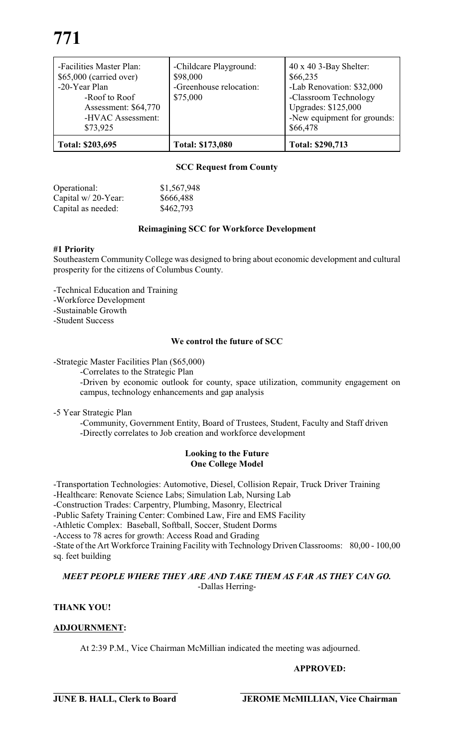| | | |
|---|---|---|
| -Facilities Master Plan: $65,000 (carried over)<br>-20-Year Plan<br>-Roof to Roof Assessment: $64,770<br>-HVAC Assessment: $73,925 | -Childcare Playground: $98,000<br>-Greenhouse relocation: $75,000 | 40 x 40 3-Bay Shelter: $66,235<br>-Lab Renovation: $32,000<br>-Classroom Technology Upgrades: $125,000<br>-New equipment for grounds: $66,478 |
| **Total: $203,695** | **Total: $173,080** | **Total: $290,713** |

**SCC Request from County**

| | |
|---|---|
| Operational: | $1,567,948 |
| Capital w/ 20-Year: | $666,488 |
| Capital as needed: | $462,793 |

**Reimagining SCC for Workforce Development**

**#1 Priority**

Southeastern Community College was designed to bring about economic development and cultural prosperity for the citizens of Columbus County.

-Technical Education and Training
-Workforce Development
-Sustainable Growth
-Student Success

**We control the future of SCC**

-Strategic Master Facilities Plan ($65,000)
  -Correlates to the Strategic Plan
  -Driven by economic outlook for county, space utilization, community engagement on campus, technology enhancements and gap analysis

-5 Year Strategic Plan
  -Community, Government Entity, Board of Trustees, Student, Faculty and Staff driven
  -Directly correlates to Job creation and workforce development

**Looking to the Future**
**One College Model**

-Transportation Technologies: Automotive, Diesel, Collision Repair, Truck Driver Training
-Healthcare: Renovate Science Labs; Simulation Lab, Nursing Lab
-Construction Trades: Carpentry, Plumbing, Masonry, Electrical
-Public Safety Training Center: Combined Law, Fire and EMS Facility
-Athletic Complex: Baseball, Softball, Soccer, Student Dorms
-Access to 78 acres for growth: Access Road and Grading
-State of the Art Workforce Training Facility with Technology Driven Classrooms: 80,00 - 100,00 sq. feet building

***MEET PEOPLE WHERE THEY ARE AND TAKE THEM AS FAR AS THEY CAN GO.***
-Dallas Herring-

**THANK YOU!**

**ADJOURNMENT:**

At 2:39 P.M., Vice Chairman McMillian indicated the meeting was adjourned.

**APPROVED:**

**JUNE B. HALL, Clerk to Board** **JEROME McMILLIAN, Vice Chairman**